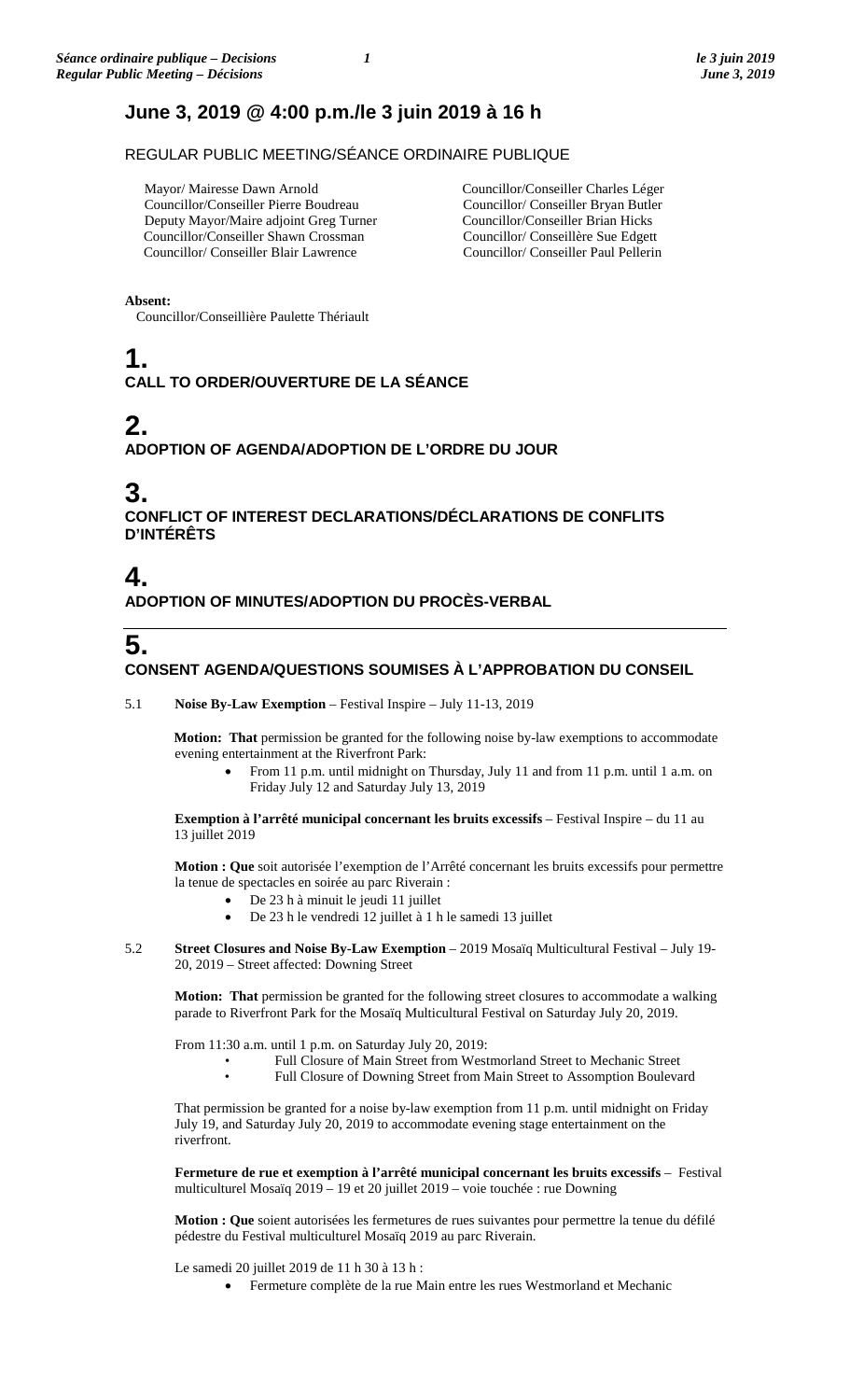# June 3, 2019 @ 4:00 p.m./le 3 juin 2019 à 16 h

REGULAR PUBLIC MEETING/SÉANCE ORDINAIRE PUBLIQUE

Mayor/ Mairesse Dawn Arnold
Councillor/Conseiller Pierre Boudreau
Deputy Mayor/Maire adjoint Greg Turner
Councillor/Conseiller Shawn Crossman
Councillor/ Conseiller Blair Lawrence
Councillor/Conseiller Charles Léger
Councillor/ Conseiller Bryan Butler
Councillor/Conseiller Brian Hicks
Councillor/ Conseillère Sue Edgett
Councillor/ Conseiller Paul Pellerin

**Absent:**
Councillor/Conseillière Paulette Thériault

## 1.
## CALL TO ORDER/OUVERTURE DE LA SÉANCE

## 2.
## ADOPTION OF AGENDA/ADOPTION DE L'ORDRE DU JOUR

## 3.
## CONFLICT OF INTEREST DECLARATIONS/DÉCLARATIONS DE CONFLITS D'INTÉRÊTS

## 4.
## ADOPTION OF MINUTES/ADOPTION DU PROCÈS-VERBAL

## 5.
## CONSENT AGENDA/QUESTIONS SOUMISES À L'APPROBATION DU CONSEIL

5.1 **Noise By-Law Exemption** – Festival Inspire – July 11-13, 2019

**Motion: That** permission be granted for the following noise by-law exemptions to accommodate evening entertainment at the Riverfront Park:

- From 11 p.m. until midnight on Thursday, July 11 and from 11 p.m. until 1 a.m. on Friday July 12 and Saturday July 13, 2019

**Exemption à l'arrêté municipal concernant les bruits excessifs** – Festival Inspire – du 11 au 13 juillet 2019

**Motion : Que** soit autorisée l'exemption de l'Arrêté concernant les bruits excessifs pour permettre la tenue de spectacles en soirée au parc Riverain :

- De 23 h à minuit le jeudi 11 juillet
- De 23 h le vendredi 12 juillet à 1 h le samedi 13 juillet

5.2 **Street Closures and Noise By-Law Exemption** – 2019 Mosaïq Multicultural Festival – July 19-20, 2019 – Street affected: Downing Street

**Motion: That** permission be granted for the following street closures to accommodate a walking parade to Riverfront Park for the Mosaïq Multicultural Festival on Saturday July 20, 2019.

From 11:30 a.m. until 1 p.m. on Saturday July 20, 2019:

- Full Closure of Main Street from Westmorland Street to Mechanic Street
- Full Closure of Downing Street from Main Street to Assomption Boulevard

That permission be granted for a noise by-law exemption from 11 p.m. until midnight on Friday July 19, and Saturday July 20, 2019 to accommodate evening stage entertainment on the riverfront.

**Fermeture de rue et exemption à l'arrêté municipal concernant les bruits excessifs** – Festival multiculturel Mosaïq 2019 – 19 et 20 juillet 2019 – voie touchée : rue Downing

**Motion : Que** soient autorisées les fermetures de rues suivantes pour permettre la tenue du défilé pédestre du Festival multiculturel Mosaïq 2019 au parc Riverain.

Le samedi 20 juillet 2019 de 11 h 30 à 13 h :

- Fermeture complète de la rue Main entre les rues Westmorland et Mechanic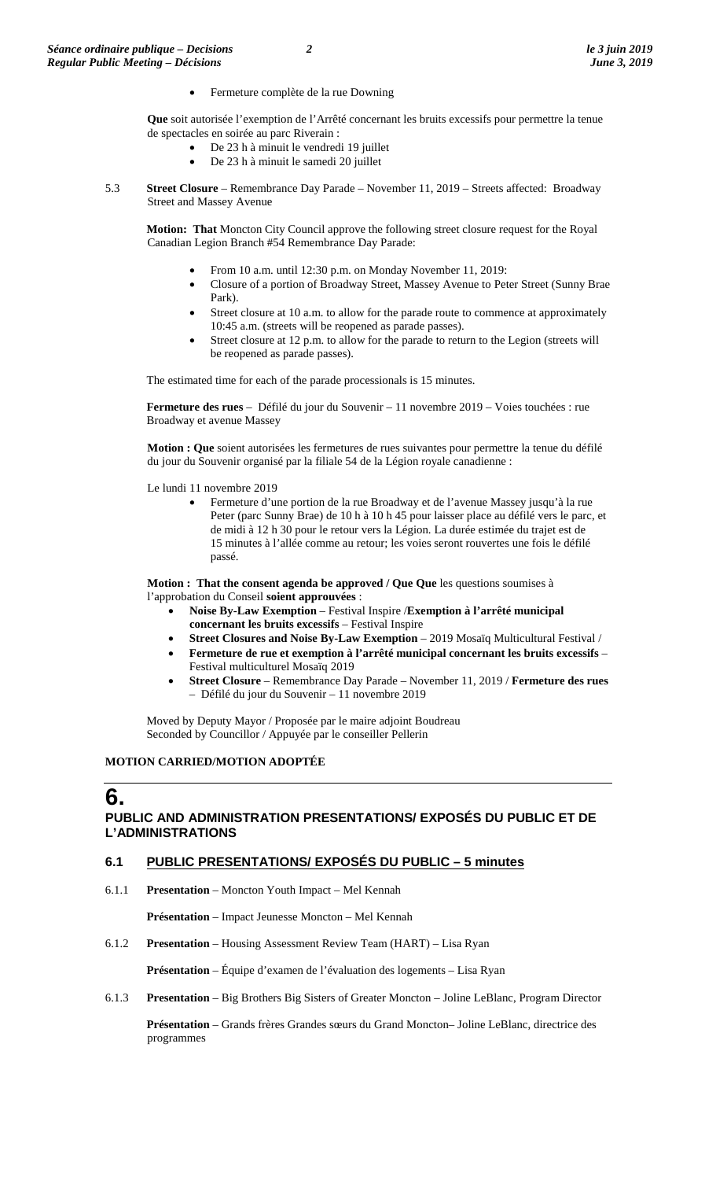- Fermeture complète de la rue Downing

**Que** soit autorisée l'exemption de l'Arrêté concernant les bruits excessifs pour permettre la tenue de spectacles en soirée au parc Riverain :

- De 23 h à minuit le vendredi 19 juillet
- De 23 h à minuit le samedi 20 juillet

5.3 **Street Closure** – Remembrance Day Parade – November 11, 2019 – Streets affected: Broadway Street and Massey Avenue

**Motion: That** Moncton City Council approve the following street closure request for the Royal Canadian Legion Branch #54 Remembrance Day Parade:

- From 10 a.m. until 12:30 p.m. on Monday November 11, 2019:
- Closure of a portion of Broadway Street, Massey Avenue to Peter Street (Sunny Brae Park).
- Street closure at 10 a.m. to allow for the parade route to commence at approximately 10:45 a.m. (streets will be reopened as parade passes).
- Street closure at 12 p.m. to allow for the parade to return to the Legion (streets will be reopened as parade passes).

The estimated time for each of the parade processionals is 15 minutes.

**Fermeture des rues** – Défilé du jour du Souvenir – 11 novembre 2019 – Voies touchées : rue Broadway et avenue Massey

**Motion : Que** soient autorisées les fermetures de rues suivantes pour permettre la tenue du défilé du jour du Souvenir organisé par la filiale 54 de la Légion royale canadienne :

Le lundi 11 novembre 2019

- Fermeture d'une portion de la rue Broadway et de l'avenue Massey jusqu'à la rue Peter (parc Sunny Brae) de 10 h à 10 h 45 pour laisser place au défilé vers le parc, et de midi à 12 h 30 pour le retour vers la Légion. La durée estimée du trajet est de 15 minutes à l'allée comme au retour; les voies seront rouvertes une fois le défilé passé.

**Motion : That the consent agenda be approved / Que Que** les questions soumises à l'approbation du Conseil **soient approuvées** :

- **Noise By-Law Exemption** – Festival Inspire /**Exemption à l'arrêté municipal concernant les bruits excessifs** – Festival Inspire
- **Street Closures and Noise By-Law Exemption** – 2019 Mosaïq Multicultural Festival /
- **Fermeture de rue et exemption à l'arrêté municipal concernant les bruits excessifs** – Festival multiculturel Mosaïq 2019
- **Street Closure** – Remembrance Day Parade – November 11, 2019 / **Fermeture des rues** – Défilé du jour du Souvenir – 11 novembre 2019

Moved by Deputy Mayor / Proposée par le maire adjoint Boudreau
Seconded by Councillor / Appuyée par le conseiller Pellerin

**MOTION CARRIED/MOTION ADOPTÉE**

# 6. PUBLIC AND ADMINISTRATION PRESENTATIONS/ EXPOSÉS DU PUBLIC ET DE L'ADMINISTRATIONS

## 6.1 PUBLIC PRESENTATIONS/ EXPOSÉS DU PUBLIC – 5 minutes

6.1.1 **Presentation** – Moncton Youth Impact – Mel Kennah

**Présentation** – Impact Jeunesse Moncton – Mel Kennah

6.1.2 **Presentation** – Housing Assessment Review Team (HART) – Lisa Ryan

**Présentation** – Équipe d'examen de l'évaluation des logements – Lisa Ryan

6.1.3 **Presentation** – Big Brothers Big Sisters of Greater Moncton – Joline LeBlanc, Program Director

**Présentation** – Grands frères Grandes sœurs du Grand Moncton– Joline LeBlanc, directrice des programmes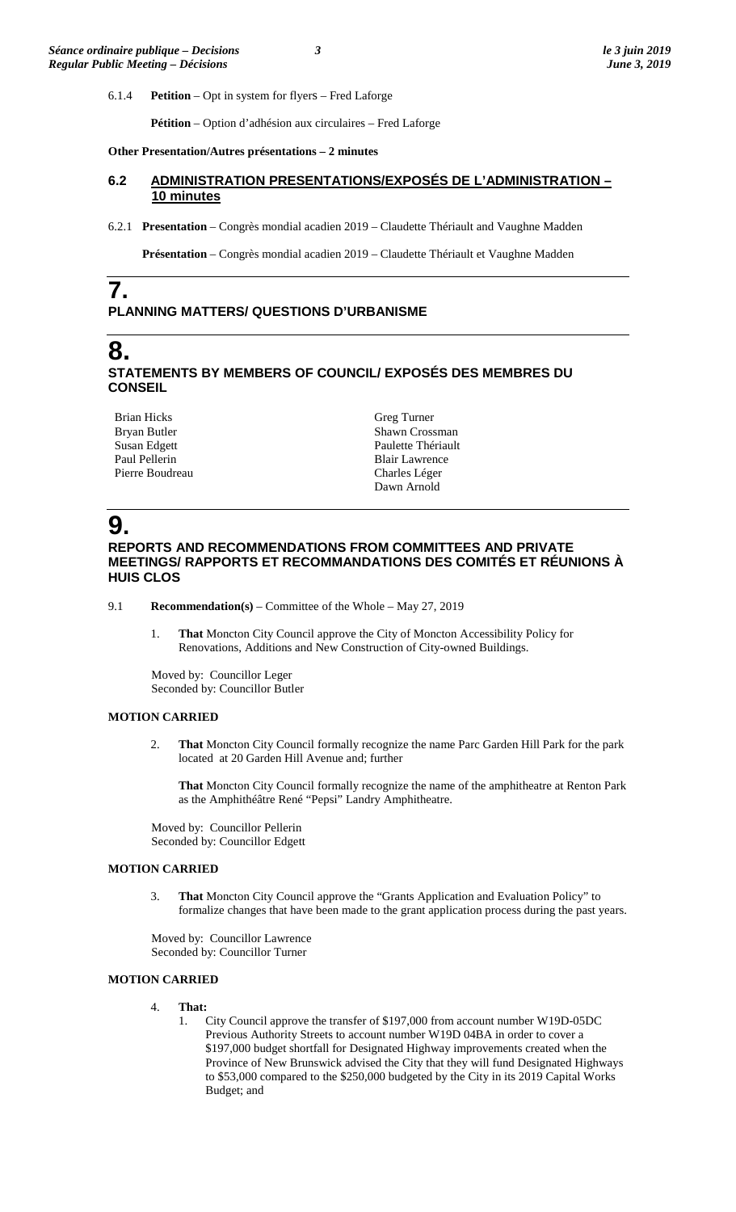6.1.4 **Petition** – Opt in system for flyers – Fred Laforge

**Pétition** – Option d'adhésion aux circulaires – Fred Laforge

**Other Presentation/Autres présentations – 2 minutes**

### 6.2 ADMINISTRATION PRESENTATIONS/EXPOSÉS DE L'ADMINISTRATION – 10 minutes

6.2.1 **Presentation** – Congrès mondial acadien 2019 – Claudette Thériault and Vaughne Madden

**Présentation** – Congrès mondial acadien 2019 – Claudette Thériault et Vaughne Madden

# 7.

## PLANNING MATTERS/ QUESTIONS D'URBANISME

# 8.

## STATEMENTS BY MEMBERS OF COUNCIL/ EXPOSÉS DES MEMBRES DU CONSEIL

Brian Hicks
Bryan Butler
Susan Edgett
Paul Pellerin
Pierre Boudreau
Greg Turner
Shawn Crossman
Paulette Thériault
Blair Lawrence
Charles Léger
Dawn Arnold

# 9.

## REPORTS AND RECOMMENDATIONS FROM COMMITTEES AND PRIVATE MEETINGS/ RAPPORTS ET RECOMMANDATIONS DES COMITÉS ET RÉUNIONS À HUIS CLOS

9.1 **Recommendation(s)** – Committee of the Whole – May 27, 2019

1. **That** Moncton City Council approve the City of Moncton Accessibility Policy for Renovations, Additions and New Construction of City-owned Buildings.

Moved by: Councillor Leger
Seconded by: Councillor Butler

**MOTION CARRIED**

2. **That** Moncton City Council formally recognize the name Parc Garden Hill Park for the park located at 20 Garden Hill Avenue and; further

   **That** Moncton City Council formally recognize the name of the amphitheatre at Renton Park as the Amphithéâtre René "Pepsi" Landry Amphitheatre.

Moved by: Councillor Pellerin
Seconded by: Councillor Edgett

**MOTION CARRIED**

3. **That** Moncton City Council approve the "Grants Application and Evaluation Policy" to formalize changes that have been made to the grant application process during the past years.

Moved by: Councillor Lawrence
Seconded by: Councillor Turner

**MOTION CARRIED**

4. **That:**
   1. City Council approve the transfer of $197,000 from account number W19D-05DC Previous Authority Streets to account number W19D 04BA in order to cover a $197,000 budget shortfall for Designated Highway improvements created when the Province of New Brunswick advised the City that they will fund Designated Highways to $53,000 compared to the $250,000 budgeted by the City in its 2019 Capital Works Budget; and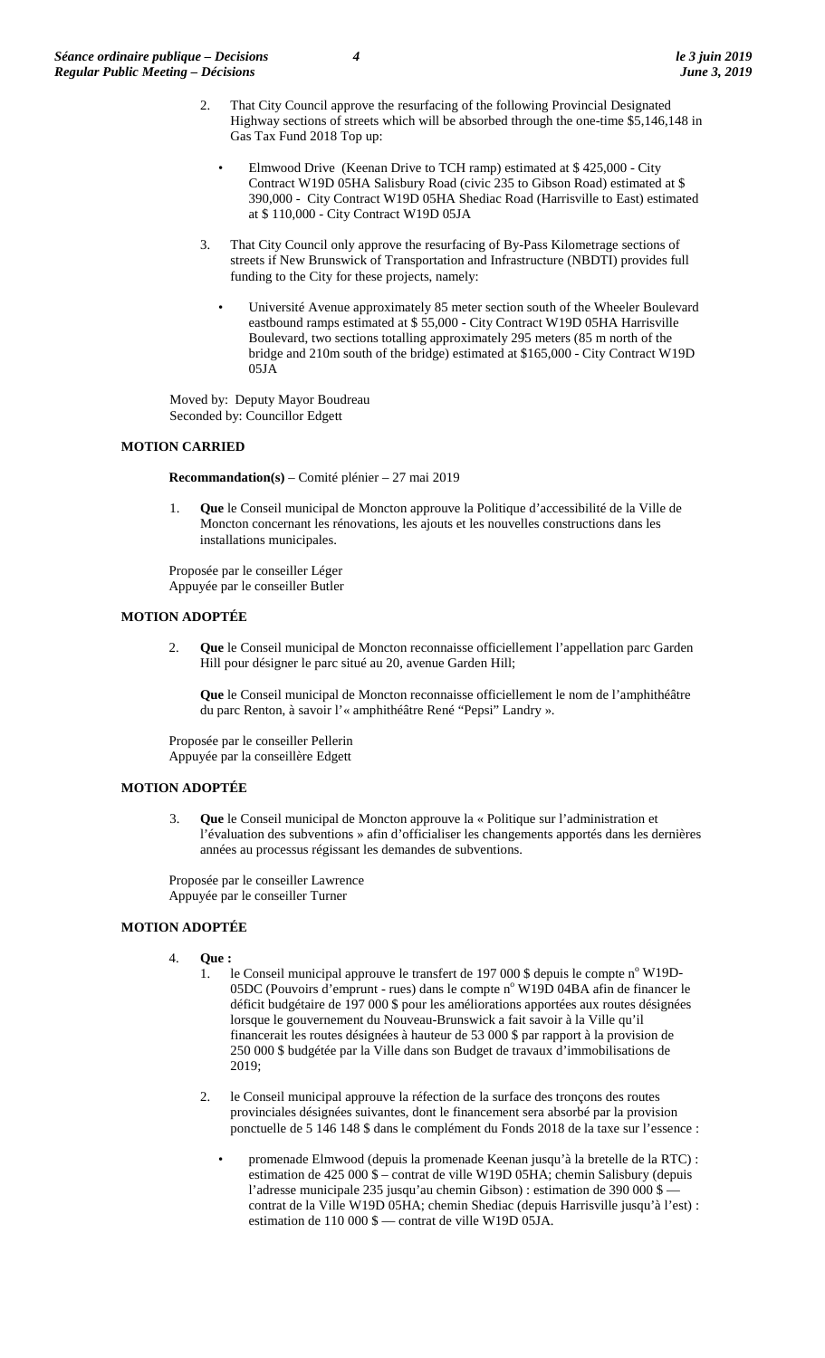2. That City Council approve the resurfacing of the following Provincial Designated Highway sections of streets which will be absorbed through the one-time $5,146,148 in Gas Tax Fund 2018 Top up:

   - Elmwood Drive (Keenan Drive to TCH ramp) estimated at $ 425,000 - City Contract W19D 05HA Salisbury Road (civic 235 to Gibson Road) estimated at $ 390,000 - City Contract W19D 05HA Shediac Road (Harrisville to East) estimated at $ 110,000 - City Contract W19D 05JA

3. That City Council only approve the resurfacing of By-Pass Kilometrage sections of streets if New Brunswick of Transportation and Infrastructure (NBDTI) provides full funding to the City for these projects, namely:

   - Université Avenue approximately 85 meter section south of the Wheeler Boulevard eastbound ramps estimated at $ 55,000 - City Contract W19D 05HA Harrisville Boulevard, two sections totalling approximately 295 meters (85 m north of the bridge and 210m south of the bridge) estimated at $165,000 - City Contract W19D 05JA

Moved by: Deputy Mayor Boudreau
Seconded by: Councillor Edgett

**MOTION CARRIED**

**Recommandation(s)** – Comité plénier – 27 mai 2019

1. **Que** le Conseil municipal de Moncton approuve la Politique d'accessibilité de la Ville de Moncton concernant les rénovations, les ajouts et les nouvelles constructions dans les installations municipales.

Proposée par le conseiller Léger
Appuyée par le conseiller Butler

**MOTION ADOPTÉE**

2. **Que** le Conseil municipal de Moncton reconnaisse officiellement l'appellation parc Garden Hill pour désigner le parc situé au 20, avenue Garden Hill;

   **Que** le Conseil municipal de Moncton reconnaisse officiellement le nom de l'amphithéâtre du parc Renton, à savoir l'« amphithéâtre René "Pepsi" Landry ».

Proposée par le conseiller Pellerin
Appuyée par la conseillère Edgett

**MOTION ADOPTÉE**

3. **Que** le Conseil municipal de Moncton approuve la « Politique sur l'administration et l'évaluation des subventions » afin d'officialiser les changements apportés dans les dernières années au processus régissant les demandes de subventions.

Proposée par le conseiller Lawrence
Appuyée par le conseiller Turner

**MOTION ADOPTÉE**

4. **Que :**
   1. le Conseil municipal approuve le transfert de 197 000 $ depuis le compte n° W19D-05DC (Pouvoirs d'emprunt - rues) dans le compte n° W19D 04BA afin de financer le déficit budgétaire de 197 000 $ pour les améliorations apportées aux routes désignées lorsque le gouvernement du Nouveau-Brunswick a fait savoir à la Ville qu'il financerait les routes désignées à hauteur de 53 000 $ par rapport à la provision de 250 000 $ budgétée par la Ville dans son Budget de travaux d'immobilisations de 2019;

   2. le Conseil municipal approuve la réfection de la surface des tronçons des routes provinciales désignées suivantes, dont le financement sera absorbé par la provision ponctuelle de 5 146 148 $ dans le complément du Fonds 2018 de la taxe sur l'essence :

      - promenade Elmwood (depuis la promenade Keenan jusqu'à la bretelle de la RTC) : estimation de 425 000 $ – contrat de ville W19D 05HA; chemin Salisbury (depuis l'adresse municipale 235 jusqu'au chemin Gibson) : estimation de 390 000 $ — contrat de la Ville W19D 05HA; chemin Shediac (depuis Harrisville jusqu'à l'est) : estimation de 110 000 $ — contrat de ville W19D 05JA.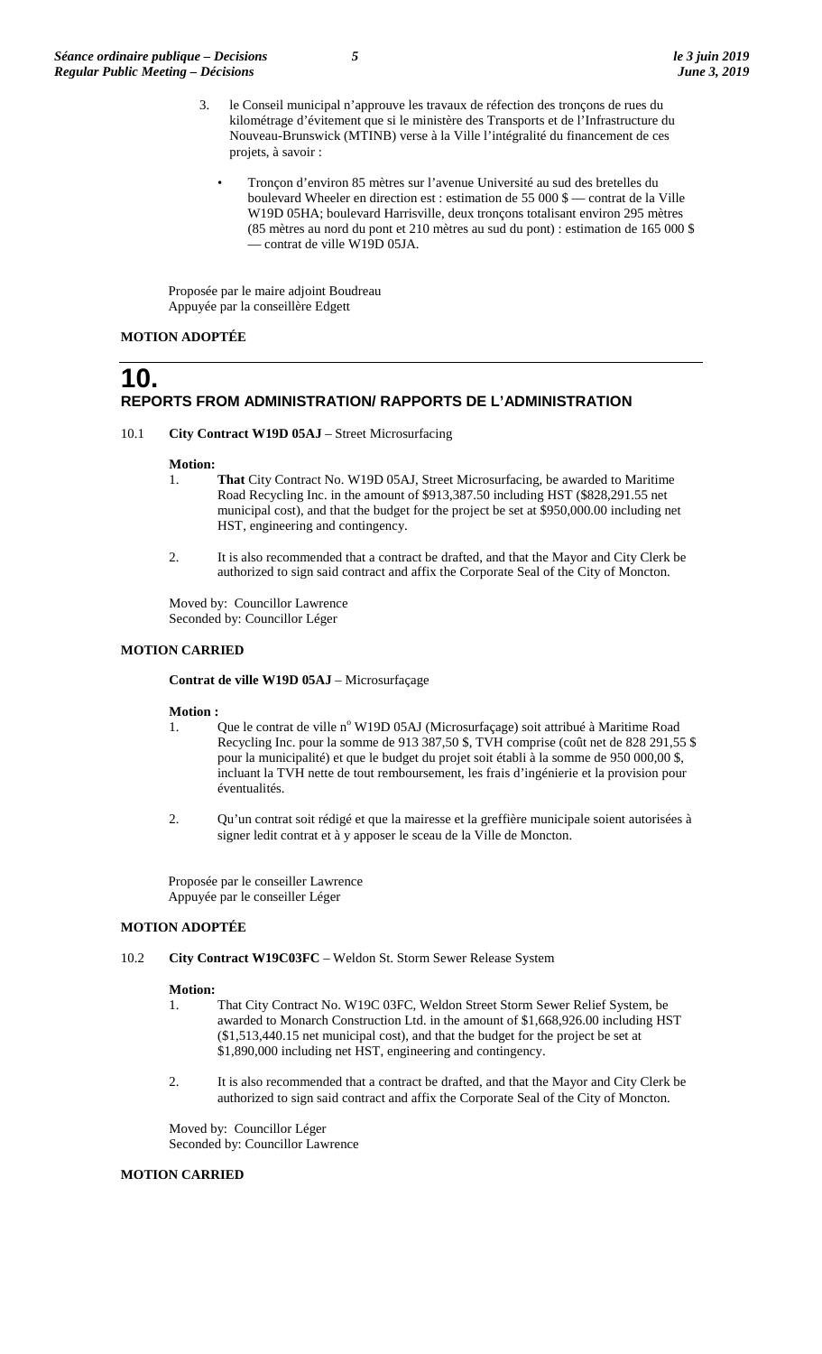3. le Conseil municipal n'approuve les travaux de réfection des tronçons de rues du kilométrage d'évitement que si le ministère des Transports et de l'Infrastructure du Nouveau-Brunswick (MTINB) verse à la Ville l'intégralité du financement de ces projets, à savoir :

   - Tronçon d'environ 85 mètres sur l'avenue Université au sud des bretelles du boulevard Wheeler en direction est : estimation de 55 000 $ — contrat de la Ville W19D 05HA; boulevard Harrisville, deux tronçons totalisant environ 295 mètres (85 mètres au nord du pont et 210 mètres au sud du pont) : estimation de 165 000 $ — contrat de ville W19D 05JA.

Proposée par le maire adjoint Boudreau
Appuyée par la conseillère Edgett

**MOTION ADOPTÉE**

# 10. REPORTS FROM ADMINISTRATION/ RAPPORTS DE L'ADMINISTRATION

10.1 **City Contract W19D 05AJ** – Street Microsurfacing

**Motion:**

1. **That** City Contract No. W19D 05AJ, Street Microsurfacing, be awarded to Maritime Road Recycling Inc. in the amount of $913,387.50 including HST ($828,291.55 net municipal cost), and that the budget for the project be set at $950,000.00 including net HST, engineering and contingency.

2. It is also recommended that a contract be drafted, and that the Mayor and City Clerk be authorized to sign said contract and affix the Corporate Seal of the City of Moncton.

Moved by: Councillor Lawrence
Seconded by: Councillor Léger

**MOTION CARRIED**

**Contrat de ville W19D 05AJ** – Microsurfaçage

**Motion :**

1. Que le contrat de ville n° W19D 05AJ (Microsurfaçage) soit attribué à Maritime Road Recycling Inc. pour la somme de 913 387,50 $, TVH comprise (coût net de 828 291,55 $ pour la municipalité) et que le budget du projet soit établi à la somme de 950 000,00 $, incluant la TVH nette de tout remboursement, les frais d'ingénierie et la provision pour éventualités.

2. Qu'un contrat soit rédigé et que la mairesse et la greffière municipale soient autorisées à signer ledit contrat et à y apposer le sceau de la Ville de Moncton.

Proposée par le conseiller Lawrence
Appuyée par le conseiller Léger

**MOTION ADOPTÉE**

10.2 **City Contract W19C03FC** – Weldon St. Storm Sewer Release System

**Motion:**

1. That City Contract No. W19C 03FC, Weldon Street Storm Sewer Relief System, be awarded to Monarch Construction Ltd. in the amount of $1,668,926.00 including HST ($1,513,440.15 net municipal cost), and that the budget for the project be set at $1,890,000 including net HST, engineering and contingency.

2. It is also recommended that a contract be drafted, and that the Mayor and City Clerk be authorized to sign said contract and affix the Corporate Seal of the City of Moncton.

Moved by: Councillor Léger
Seconded by: Councillor Lawrence

**MOTION CARRIED**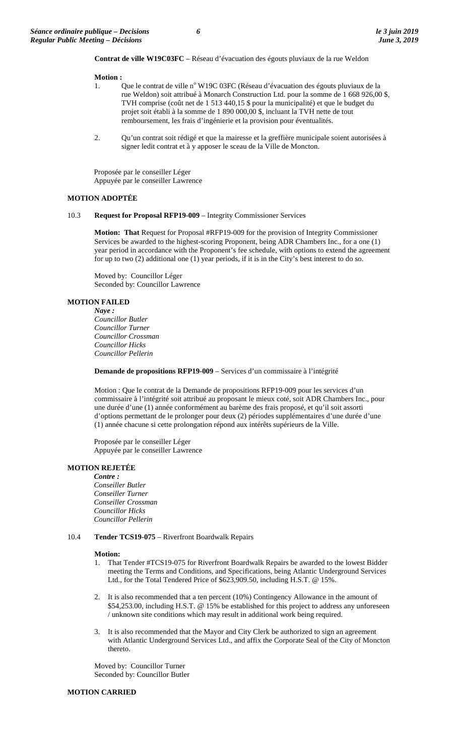**Contrat de ville W19C03FC** – Réseau d'évacuation des égouts pluviaux de la rue Weldon

**Motion :**

1. Que le contrat de ville n° W19C 03FC (Réseau d'évacuation des égouts pluviaux de la rue Weldon) soit attribué à Monarch Construction Ltd. pour la somme de 1 668 926,00 $, TVH comprise (coût net de 1 513 440,15 $ pour la municipalité) et que le budget du projet soit établi à la somme de 1 890 000,00 $, incluant la TVH nette de tout remboursement, les frais d'ingénierie et la provision pour éventualités.

2. Qu'un contrat soit rédigé et que la mairesse et la greffière municipale soient autorisées à signer ledit contrat et à y apposer le sceau de la Ville de Moncton.

Proposée par le conseiller Léger
Appuyée par le conseiller Lawrence

**MOTION ADOPTÉE**

10.3 **Request for Proposal RFP19-009** – Integrity Commissioner Services

**Motion: That** Request for Proposal #RFP19-009 for the provision of Integrity Commissioner Services be awarded to the highest-scoring Proponent, being ADR Chambers Inc., for a one (1) year period in accordance with the Proponent's fee schedule, with options to extend the agreement for up to two (2) additional one (1) year periods, if it is in the City's best interest to do so.

Moved by: Councillor Léger
Seconded by: Councillor Lawrence

**MOTION FAILED**

***Naye :***
*Councillor Butler*
*Councillor Turner*
*Councillor Crossman*
*Councillor Hicks*
*Councillor Pellerin*

**Demande de propositions RFP19-009** – Services d'un commissaire à l'intégrité

Motion : Que le contrat de la Demande de propositions RFP19-009 pour les services d'un commissaire à l'intégrité soit attribué au proposant le mieux coté, soit ADR Chambers Inc., pour une durée d'une (1) année conformément au barème des frais proposé, et qu'il soit assorti d'options permettant de le prolonger pour deux (2) périodes supplémentaires d'une durée d'une (1) année chacune si cette prolongation répond aux intérêts supérieurs de la Ville.

Proposée par le conseiller Léger
Appuyée par le conseiller Lawrence

**MOTION REJETÉE**

***Contre :***
*Conseiller Butler*
*Conseiller Turner*
*Conseiller Crossman*
*Councillor Hicks*
*Councillor Pellerin*

10.4 **Tender TCS19-075** – Riverfront Boardwalk Repairs

**Motion:**

1. That Tender #TCS19-075 for Riverfront Boardwalk Repairs be awarded to the lowest Bidder meeting the Terms and Conditions, and Specifications, being Atlantic Underground Services Ltd., for the Total Tendered Price of $623,909.50, including H.S.T. @ 15%.

2. It is also recommended that a ten percent (10%) Contingency Allowance in the amount of $54,253.00, including H.S.T. @ 15% be established for this project to address any unforeseen / unknown site conditions which may result in additional work being required.

3. It is also recommended that the Mayor and City Clerk be authorized to sign an agreement with Atlantic Underground Services Ltd., and affix the Corporate Seal of the City of Moncton thereto.

Moved by: Councillor Turner
Seconded by: Councillor Butler

**MOTION CARRIED**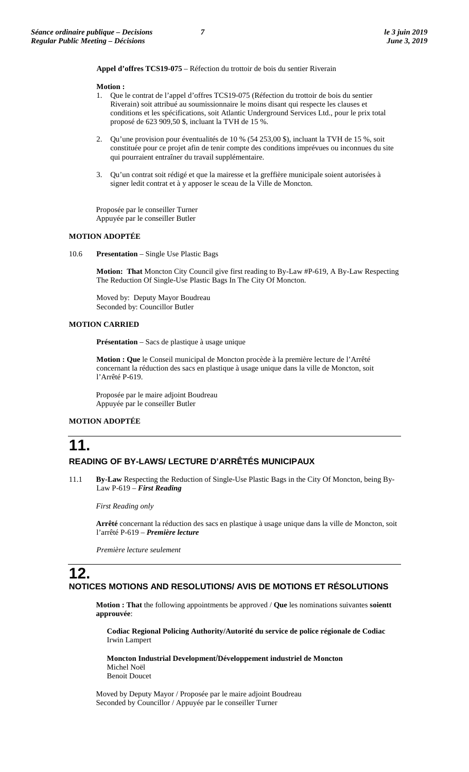**Appel d'offres TCS19-075** – Réfection du trottoir de bois du sentier Riverain

**Motion :**

1. Que le contrat de l'appel d'offres TCS19-075 (Réfection du trottoir de bois du sentier Riverain) soit attribué au soumissionnaire le moins disant qui respecte les clauses et conditions et les spécifications, soit Atlantic Underground Services Ltd., pour le prix total proposé de 623 909,50 $, incluant la TVH de 15 %.

2. Qu'une provision pour éventualités de 10 % (54 253,00 $), incluant la TVH de 15 %, soit constituée pour ce projet afin de tenir compte des conditions imprévues ou inconnues du site qui pourraient entraîner du travail supplémentaire.

3. Qu'un contrat soit rédigé et que la mairesse et la greffière municipale soient autorisées à signer ledit contrat et à y apposer le sceau de la Ville de Moncton.

Proposée par le conseiller Turner
Appuyée par le conseiller Butler

**MOTION ADOPTÉE**

10.6 **Presentation** – Single Use Plastic Bags

**Motion: That** Moncton City Council give first reading to By-Law #P-619, A By-Law Respecting The Reduction Of Single-Use Plastic Bags In The City Of Moncton.

Moved by: Deputy Mayor Boudreau
Seconded by: Councillor Butler

**MOTION CARRIED**

**Présentation** – Sacs de plastique à usage unique

**Motion : Que** le Conseil municipal de Moncton procède à la première lecture de l'Arrêté concernant la réduction des sacs en plastique à usage unique dans la ville de Moncton, soit l'Arrêté P-619.

Proposée par le maire adjoint Boudreau
Appuyée par le conseiller Butler

**MOTION ADOPTÉE**

# 11.

## READING OF BY-LAWS/ LECTURE D'ARRÊTÉS MUNICIPAUX

11.1 **By-Law** Respecting the Reduction of Single-Use Plastic Bags in the City Of Moncton, being By-Law P-619 – ***First Reading***

*First Reading only*

**Arrêté** concernant la réduction des sacs en plastique à usage unique dans la ville de Moncton, soit l'arrêté P-619 – ***Première lecture***

*Première lecture seulement*

# 12.

## NOTICES MOTIONS AND RESOLUTIONS/ AVIS DE MOTIONS ET RÉSOLUTIONS

**Motion : That** the following appointments be approved / **Que** les nominations suivantes **soientt approuvée**:

**Codiac Regional Policing Authority/Autorité du service de police régionale de Codiac**
Irwin Lampert

**Moncton Industrial Development/Développement industriel de Moncton**
Michel Noël
Benoit Doucet

Moved by Deputy Mayor / Proposée par le maire adjoint Boudreau
Seconded by Councillor / Appuyée par le conseiller Turner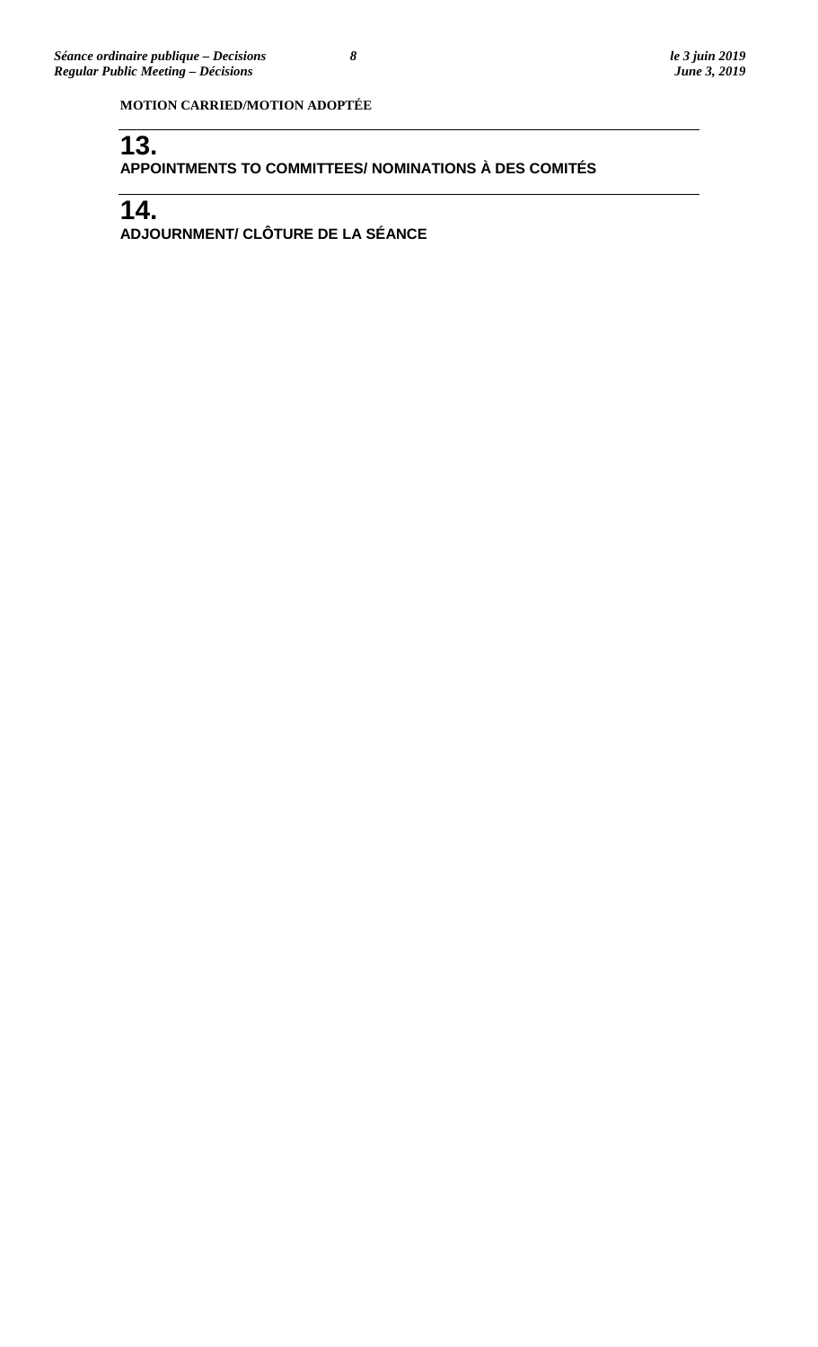**MOTION CARRIED/MOTION ADOPTÉE**

---

## 13.
**APPOINTMENTS TO COMMITTEES/ NOMINATIONS À DES COMITÉS**

---

## 14.
**ADJOURNMENT/ CLÔTURE DE LA SÉANCE**